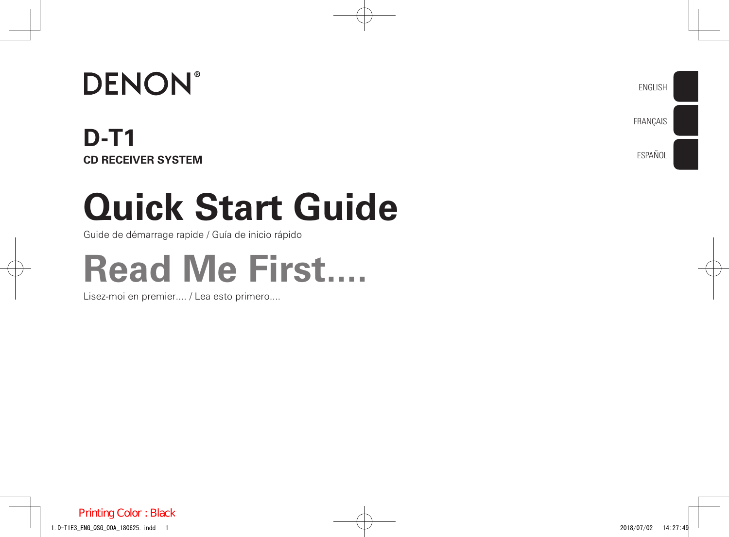DENON®

ENGLISH

FRANÇAIS

ESPAÑOL

**D-T1**

**CD RECEIVER SYSTEM**

# Quick Start Guide

Guide de démarrage rapide / Guía de inicio rápido

# Read Me First....

Lisez-moi en premier.... / Lea esto primero....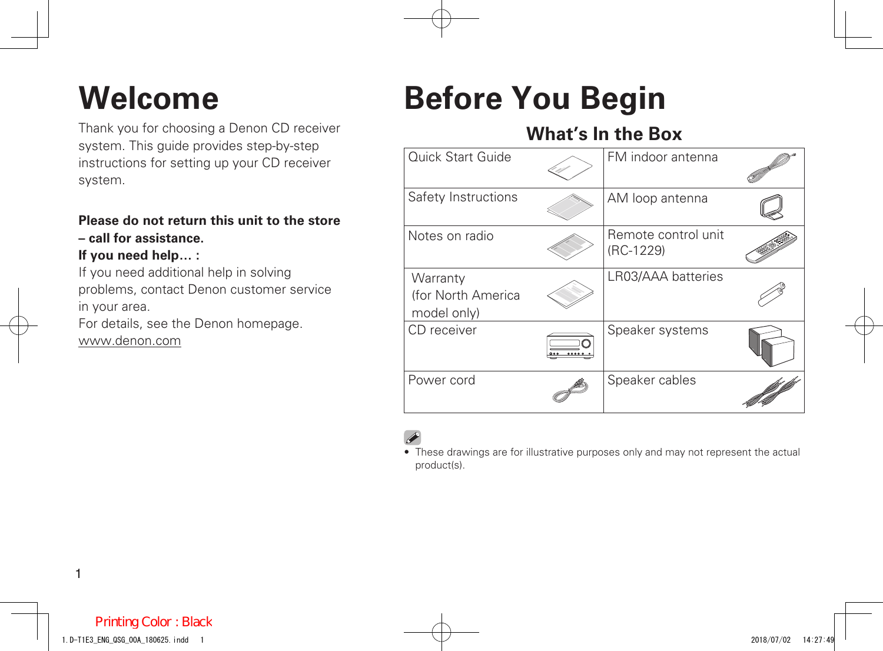# Welcome

Thank you for choosing a Denon CD receiver system. This guide provides step-by-step instructions for setting up your CD receiver system.

**Please do not return this unit to the store – call for assistance.**

**If you need help… :**

If you need additional help in solving problems, contact Denon customer service in your area.

For details, see the Denon homepage.

www.denon.com

# Before You Begin

## What's In the Box

| | |
|---|---|
| Quick Start Guide | FM indoor antenna |
| Safety Instructions | AM loop antenna |
| Notes on radio | Remote control unit (RC-1229) |
| Warranty (for North America model only) | LR03/AAA batteries |
| CD receiver | Speaker systems |
| Power cord | Speaker cables |

- These drawings are for illustrative purposes only and may not represent the actual product(s).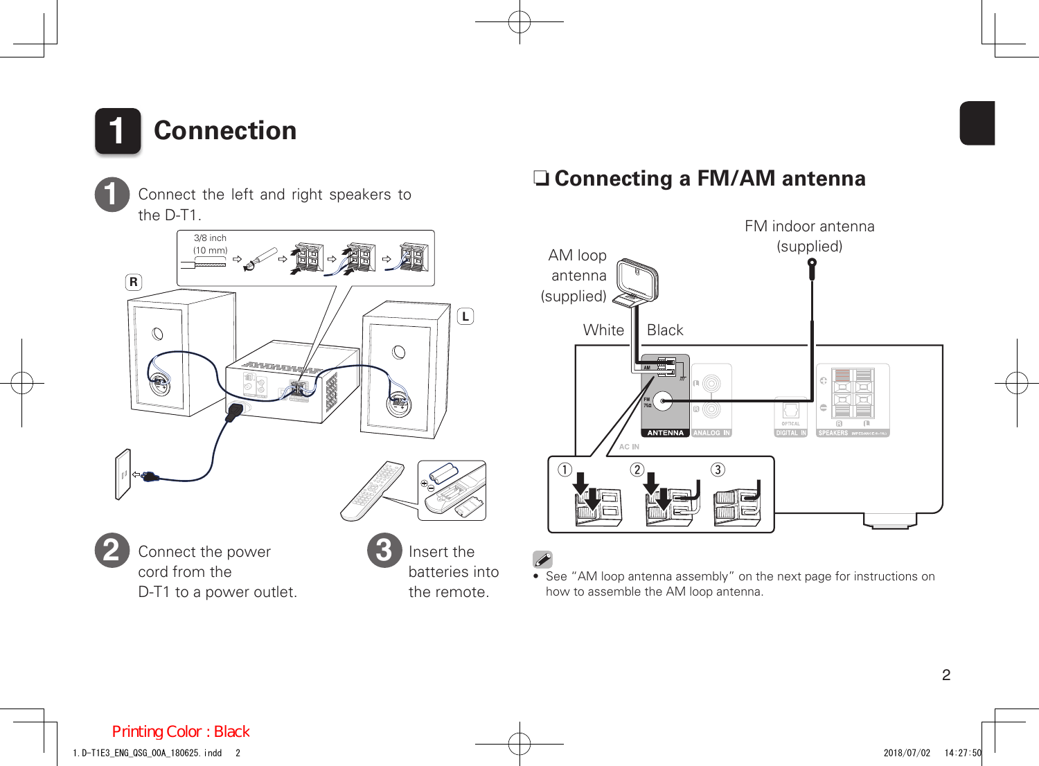# 1 Connection

**1** Connect the left and right speakers to the D-T1.

3/8 inch (10 mm)

R

L

**2** Connect the power cord from the D-T1 to a power outlet.

**3** Insert the batteries into the remote.

## ❏ Connecting a FM/AM antenna

AM loop antenna (supplied)

FM indoor antenna (supplied)

White

Black

- See "AM loop antenna assembly" on the next page for instructions on how to assemble the AM loop antenna.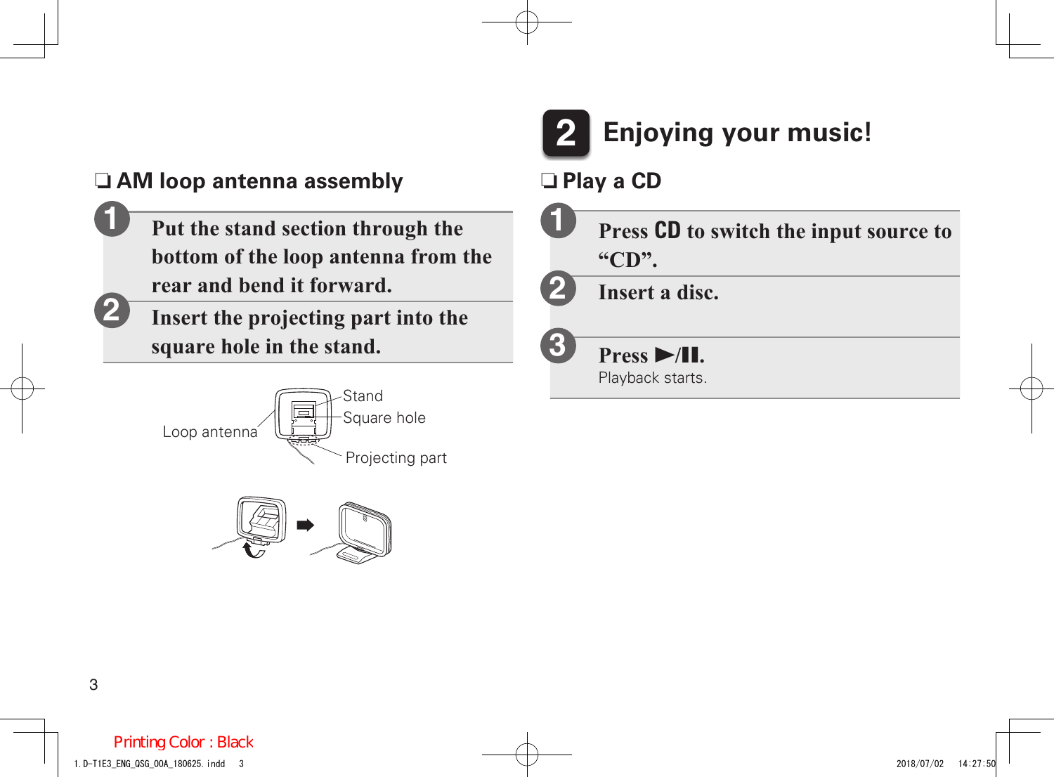## ❑ AM loop antenna assembly

1. **Put the stand section through the bottom of the loop antenna from the rear and bend it forward.**
2. **Insert the projecting part into the square hole in the stand.**

Stand

Square hole

Loop antenna

Projecting part

# 2 Enjoying your music!

## ❑ Play a CD

1. **Press CD to switch the input source to “CD”.**
2. **Insert a disc.**
3. **Press ►/❚❚.**
   Playback starts.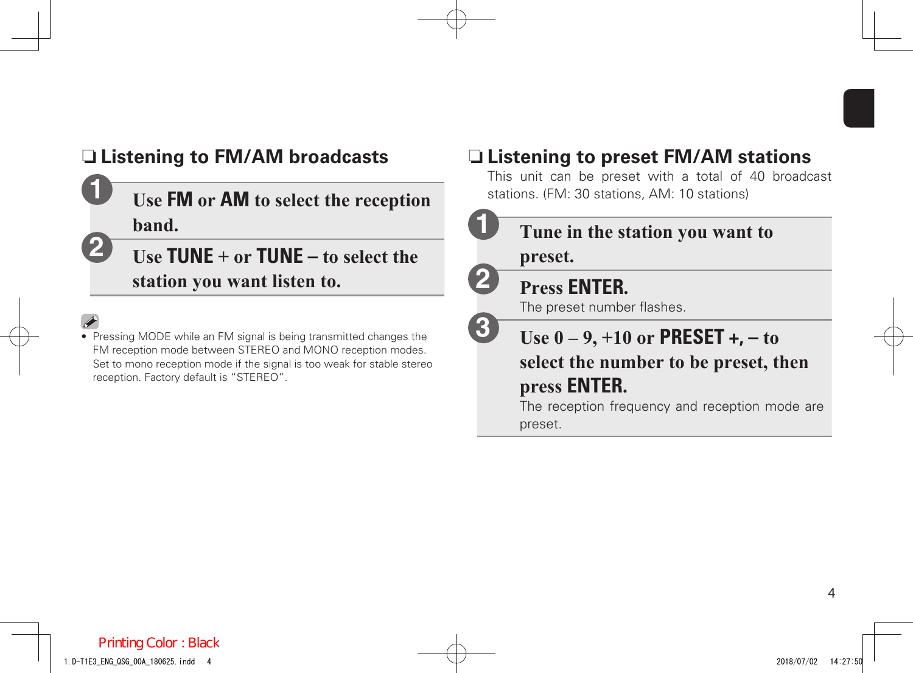## ❏ Listening to FM/AM broadcasts

1. **Use FM or AM to select the reception band.**
2. **Use TUNE + or TUNE – to select the station you want listen to.**

- Pressing MODE while an FM signal is being transmitted changes the FM reception mode between STEREO and MONO reception modes. Set to mono reception mode if the signal is too weak for stable stereo reception. Factory default is "STEREO".

## ❏ Listening to preset FM/AM stations

This unit can be preset with a total of 40 broadcast stations. (FM: 30 stations, AM: 10 stations)

1. **Tune in the station you want to preset.**
2. **Press ENTER.**
   The preset number flashes.
3. **Use 0 – 9, +10 or PRESET +, – to select the number to be preset, then press ENTER.**
   The reception frequency and reception mode are preset.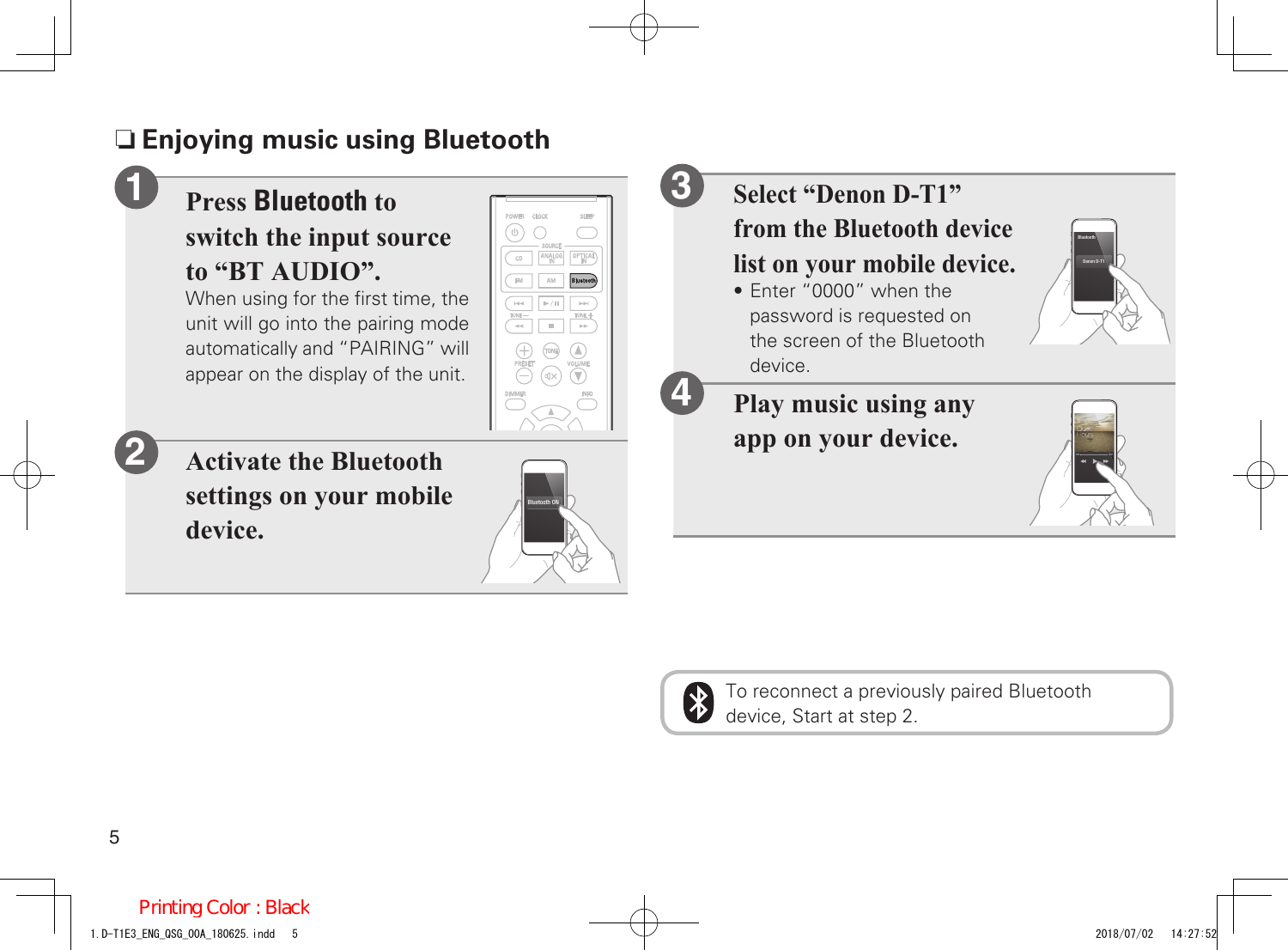## ❏ Enjoying music using Bluetooth

**1** **Press Bluetooth to switch the input source to "BT AUDIO".**

When using for the first time, the unit will go into the pairing mode automatically and "PAIRING" will appear on the display of the unit.

**2** **Activate the Bluetooth settings on your mobile device.**

**3** **Select "Denon D-T1" from the Bluetooth device list on your mobile device.**

- Enter "0000" when the password is requested on the screen of the Bluetooth device.

**4** **Play music using any app on your device.**

To reconnect a previously paired Bluetooth device, Start at step 2.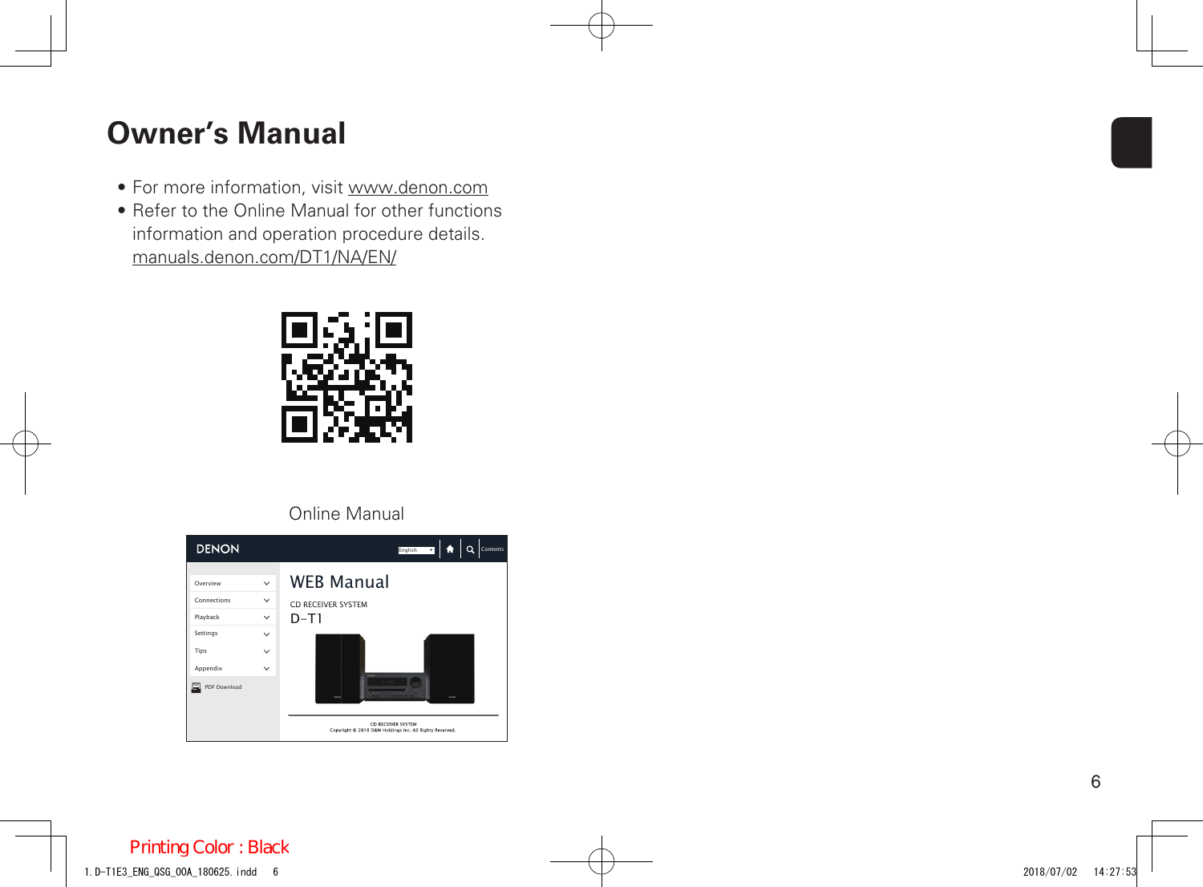# Owner's Manual

- For more information, visit www.denon.com
- Refer to the Online Manual for other functions information and operation procedure details.
  manuals.denon.com/DT1/NA/EN/

Online Manual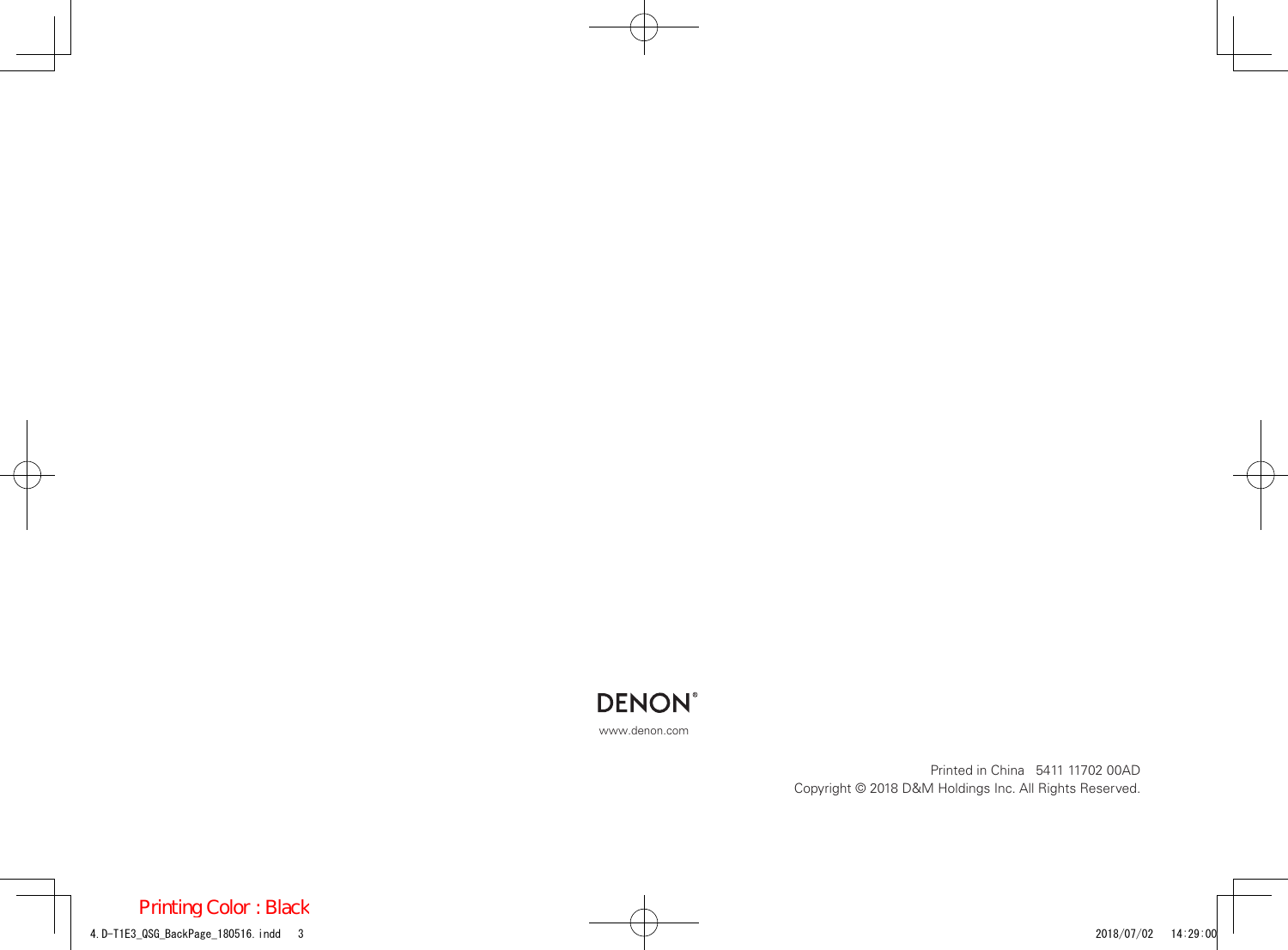DENON®

www.denon.com

Printed in China 5411 11702 00AD
Copyright © 2018 D&M Holdings Inc. All Rights Reserved.